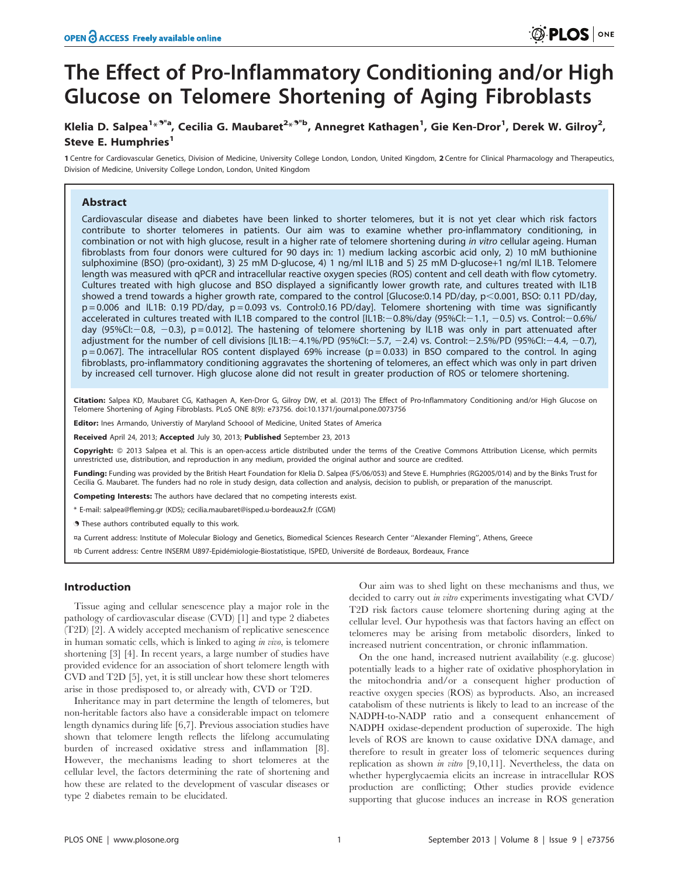# The Effect of Pro-Inflammatory Conditioning and/or High Glucose on Telomere Shortening of Aging Fibroblasts

**Klelia D. Salpea[1*¶¤a], Cecilia G. Maubaret[2*¶¤b], Annegret Kathagen[1], Gie Ken-Dror[1], Derek W. Gilroy[2], Steve E. Humphries[1]**

1 Centre for Cardiovascular Genetics, Division of Medicine, University College London, London, United Kingdom, 2 Centre for Clinical Pharmacology and Therapeutics, Division of Medicine, University College London, London, United Kingdom

## Abstract

Cardiovascular disease and diabetes have been linked to shorter telomeres, but it is not yet clear which risk factors contribute to shorter telomeres in patients. Our aim was to examine whether pro-inflammatory conditioning, in combination or not with high glucose, result in a higher rate of telomere shortening during *in vitro* cellular ageing. Human fibroblasts from four donors were cultured for 90 days in: 1) medium lacking ascorbic acid only, 2) 10 mM buthionine sulphoximine (BSO) (pro-oxidant), 3) 25 mM D-glucose, 4) 1 ng/ml IL1B and 5) 25 mM D-glucose+1 ng/ml IL1B. Telomere length was measured with qPCR and intracellular reactive oxygen species (ROS) content and cell death with flow cytometry. Cultures treated with high glucose and BSO displayed a significantly lower growth rate, and cultures treated with IL1B showed a trend towards a higher growth rate, compared to the control [Glucose:0.14 PD/day, $p<0.001$, BSO: 0.11 PD/day, $p=0.006$ and IL1B: 0.19 PD/day, $p=0.093$ vs. Control:0.16 PD/day]. Telomere shortening with time was significantly accelerated in cultures treated with IL1B compared to the control [IL1B:−0.8%/day (95%CI:−1.1, −0.5) vs. Control:−0.6%/day (95%CI:−0.8, −0.3), $p=0.012$]. The hastening of telomere shortening by IL1B was only in part attenuated after adjustment for the number of cell divisions [IL1B:−4.1%/PD (95%CI:−5.7, −2.4) vs. Control:−2.5%/PD (95%CI:−4.4, −0.7), $p=0.067$]. The intracellular ROS content displayed 69% increase ($p=0.033$) in BSO compared to the control. In aging fibroblasts, pro-inflammatory conditioning aggravates the shortening of telomeres, an effect which was only in part driven by increased cell turnover. High glucose alone did not result in greater production of ROS or telomere shortening.

**Citation:** Salpea KD, Maubaret CG, Kathagen A, Ken-Dror G, Gilroy DW, et al. (2013) The Effect of Pro-Inflammatory Conditioning and/or High Glucose on Telomere Shortening of Aging Fibroblasts. PLoS ONE 8(9): e73756. doi:10.1371/journal.pone.0073756

**Editor:** Ines Armando, Universtiy of Maryland Schoool of Medicine, United States of America

**Received** April 24, 2013; **Accepted** July 30, 2013; **Published** September 23, 2013

**Copyright:** © 2013 Salpea et al. This is an open-access article distributed under the terms of the Creative Commons Attribution License, which permits unrestricted use, distribution, and reproduction in any medium, provided the original author and source are credited.

**Funding:** Funding was provided by the British Heart Foundation for Klelia D. Salpea (FS/06/053) and Steve E. Humphries (RG2005/014) and by the Binks Trust for Cecilia G. Maubaret. The funders had no role in study design, data collection and analysis, decision to publish, or preparation of the manuscript.

**Competing Interests:** The authors have declared that no competing interests exist.

\* E-mail: salpea@fleming.gr (KDS); cecilia.maubaret@isped.u-bordeaux2.fr (CGM)

¶ These authors contributed equally to this work.

¤a Current address: Institute of Molecular Biology and Genetics, Biomedical Sciences Research Center "Alexander Fleming", Athens, Greece

¤b Current address: Centre INSERM U897-Epidémiologie-Biostatistique, ISPED, Université de Bordeaux, Bordeaux, France

## Introduction

Tissue aging and cellular senescence play a major role in the pathology of cardiovascular disease (CVD) [1] and type 2 diabetes (T2D) [2]. A widely accepted mechanism of replicative senescence in human somatic cells, which is linked to aging *in vivo*, is telomere shortening [3] [4]. In recent years, a large number of studies have provided evidence for an association of short telomere length with CVD and T2D [5], yet, it is still unclear how these short telomeres arise in those predisposed to, or already with, CVD or T2D.

Inheritance may in part determine the length of telomeres, but non-heritable factors also have a considerable impact on telomere length dynamics during life [6,7]. Previous association studies have shown that telomere length reflects the lifelong accumulating burden of increased oxidative stress and inflammation [8]. However, the mechanisms leading to short telomeres at the cellular level, the factors determining the rate of shortening and how these are related to the development of vascular diseases or type 2 diabetes remain to be elucidated.

Our aim was to shed light on these mechanisms and thus, we decided to carry out *in vitro* experiments investigating what CVD/T2D risk factors cause telomere shortening during aging at the cellular level. Our hypothesis was that factors having an effect on telomeres may be arising from metabolic disorders, linked to increased nutrient concentration, or chronic inflammation.

On the one hand, increased nutrient availability (e.g. glucose) potentially leads to a higher rate of oxidative phosphorylation in the mitochondria and/or a consequent higher production of reactive oxygen species (ROS) as byproducts. Also, an increased catabolism of these nutrients is likely to lead to an increase of the NADPH-to-NADP ratio and a consequent enhancement of NADPH oxidase-dependent production of superoxide. The high levels of ROS are known to cause oxidative DNA damage, and therefore to result in greater loss of telomeric sequences during replication as shown *in vitro* [9,10,11]. Nevertheless, the data on whether hyperglycaemia elicits an increase in intracellular ROS production are conflicting; Other studies provide evidence supporting that glucose induces an increase in ROS generation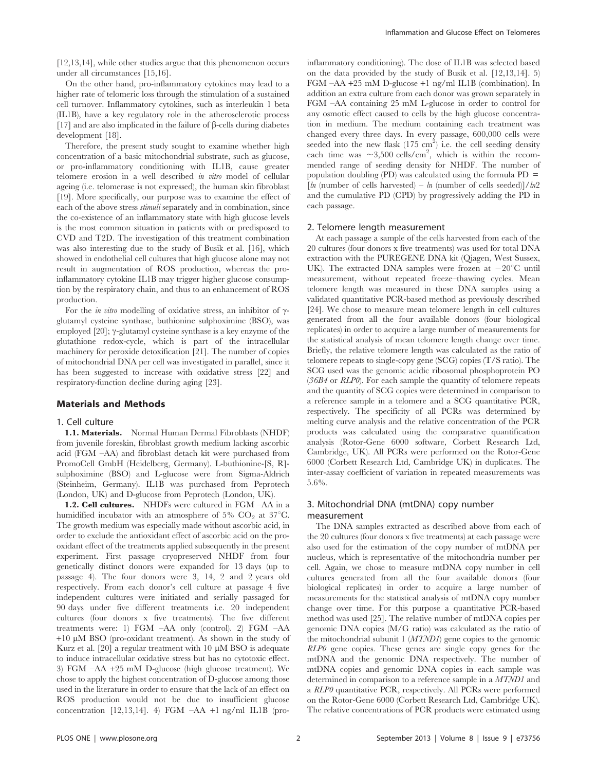[12,13,14], while other studies argue that this phenomenon occurs under all circumstances [15,16].

On the other hand, pro-inflammatory cytokines may lead to a higher rate of telomeric loss through the stimulation of a sustained cell turnover. Inflammatory cytokines, such as interleukin 1 beta (IL1B), have a key regulatory role in the atherosclerotic process [17] and are also implicated in the failure of β-cells during diabetes development [18].

Therefore, the present study sought to examine whether high concentration of a basic mitochondrial substrate, such as glucose, or pro-inflammatory conditioning with IL1B, cause greater telomere erosion in a well described *in vitro* model of cellular ageing (i.e. telomerase is not expressed), the human skin fibroblast [19]. More specifically, our purpose was to examine the effect of each of the above stress *stimuli* separately and in combination, since the co-existence of an inflammatory state with high glucose levels is the most common situation in patients with or predisposed to CVD and T2D. The investigation of this treatment combination was also interesting due to the study of Busik et al. [16], which showed in endothelial cell cultures that high glucose alone may not result in augmentation of ROS production, whereas the pro-inflammatory cytokine IL1B may trigger higher glucose consumption by the respiratory chain, and thus to an enhancement of ROS production.

For the *in vitro* modelling of oxidative stress, an inhibitor of γ-glutamyl cysteine synthase, buthionine sulphoximine (BSO), was employed [20]; γ-glutamyl cysteine synthase is a key enzyme of the glutathione redox-cycle, which is part of the intracellular machinery for peroxide detoxification [21]. The number of copies of mitochondrial DNA per cell was investigated in parallel, since it has been suggested to increase with oxidative stress [22] and respiratory-function decline during aging [23].

## Materials and Methods

### 1. Cell culture

**1.1. Materials.** Normal Human Dermal Fibroblasts (NHDF) from juvenile foreskin, fibroblast growth medium lacking ascorbic acid (FGM –AA) and fibroblast detach kit were purchased from PromoCell GmbH (Heidelberg, Germany). L-buthionine-[S, R]-sulphoximine (BSO) and L-glucose were from Sigma-Aldrich (Steinheim, Germany). IL1B was purchased from Peprotech (London, UK) and D-glucose from Peprotech (London, UK).

**1.2. Cell cultures.** NHDFs were cultured in FGM –AA in a humidified incubator with an atmosphere of 5% $CO_2$ at 37°C. The growth medium was especially made without ascorbic acid, in order to exclude the antioxidant effect of ascorbic acid on the pro-oxidant effect of the treatments applied subsequently in the present experiment. First passage cryopreserved NHDF from four genetically distinct donors were expanded for 13 days (up to passage 4). The four donors were 3, 14, 2 and 2 years old respectively. From each donor's cell culture at passage 4 five independent cultures were initiated and serially passaged for 90 days under five different treatments i.e. 20 independent cultures (four donors x five treatments). The five different treatments were: 1) FGM –AA only (control). 2) FGM –AA +10 μM BSO (pro-oxidant treatment). As shown in the study of Kurz et al. [20] a regular treatment with 10 μM BSO is adequate to induce intracellular oxidative stress but has no cytotoxic effect. 3) FGM –AA +25 mM D-glucose (high glucose treatment). We chose to apply the highest concentration of D-glucose among those used in the literature in order to ensure that the lack of an effect on ROS production would not be due to insufficient glucose concentration [12,13,14]. 4) FGM –AA +1 ng/ml IL1B (pro-inflammatory conditioning). The dose of IL1B was selected based on the data provided by the study of Busik et al. [12,13,14]. 5) FGM –AA +25 mM D-glucose +1 ng/ml IL1B (combination). In addition an extra culture from each donor was grown separately in FGM –AA containing 25 mM L-glucose in order to control for any osmotic effect caused to cells by the high glucose concentration in medium. The medium containing each treatment was changed every three days. In every passage, 600,000 cells were seeded into the new flask (175 $cm^2$) i.e. the cell seeding density each time was ~3,500 cells/$cm^2$, which is within the recommended range of seeding density for NHDF. The number of population doubling (PD) was calculated using the formula PD = [*ln* (number of cells harvested) – *ln* (number of cells seeded)]/*ln*2 and the cumulative PD (CPD) by progressively adding the PD in each passage.

### 2. Telomere length measurement

At each passage a sample of the cells harvested from each of the 20 cultures (four donors x five treatments) was used for total DNA extraction with the PUREGENE DNA kit (Qiagen, West Sussex, UK). The extracted DNA samples were frozen at −20°C until measurement, without repeated freeze–thawing cycles. Mean telomere length was measured in these DNA samples using a validated quantitative PCR-based method as previously described [24]. We chose to measure mean telomere length in cell cultures generated from all the four available donors (four biological replicates) in order to acquire a large number of measurements for the statistical analysis of mean telomere length change over time. Briefly, the relative telomere length was calculated as the ratio of telomere repeats to single-copy gene (SCG) copies (T/S ratio). The SCG used was the genomic acidic ribosomal phosphoprotein PO (*36B4* or *RLP0*). For each sample the quantity of telomere repeats and the quantity of SCG copies were determined in comparison to a reference sample in a telomere and a SCG quantitative PCR, respectively. The specificity of all PCRs was determined by melting curve analysis and the relative concentration of the PCR products was calculated using the comparative quantification analysis (Rotor-Gene 6000 software, Corbett Research Ltd, Cambridge, UK). All PCRs were performed on the Rotor-Gene 6000 (Corbett Research Ltd, Cambridge UK) in duplicates. The inter-assay coefficient of variation in repeated measurements was 5.6%.

### 3. Mitochondrial DNA (mtDNA) copy number measurement

The DNA samples extracted as described above from each of the 20 cultures (four donors x five treatments) at each passage were also used for the estimation of the copy number of mtDNA per nucleus, which is representative of the mitochondria number per cell. Again, we chose to measure mtDNA copy number in cell cultures generated from all the four available donors (four biological replicates) in order to acquire a large number of measurements for the statistical analysis of mtDNA copy number change over time. For this purpose a quantitative PCR-based method was used [25]. The relative number of mtDNA copies per genomic DNA copies (M/G ratio) was calculated as the ratio of the mitochondrial subunit 1 (*MTND1*) gene copies to the genomic *RLP0* gene copies. These genes are single copy genes for the mtDNA and the genomic DNA respectively. The number of mtDNA copies and genomic DNA copies in each sample was determined in comparison to a reference sample in a *MTND1* and a *RLP0* quantitative PCR, respectively. All PCRs were performed on the Rotor-Gene 6000 (Corbett Research Ltd, Cambridge UK). The relative concentrations of PCR products were estimated using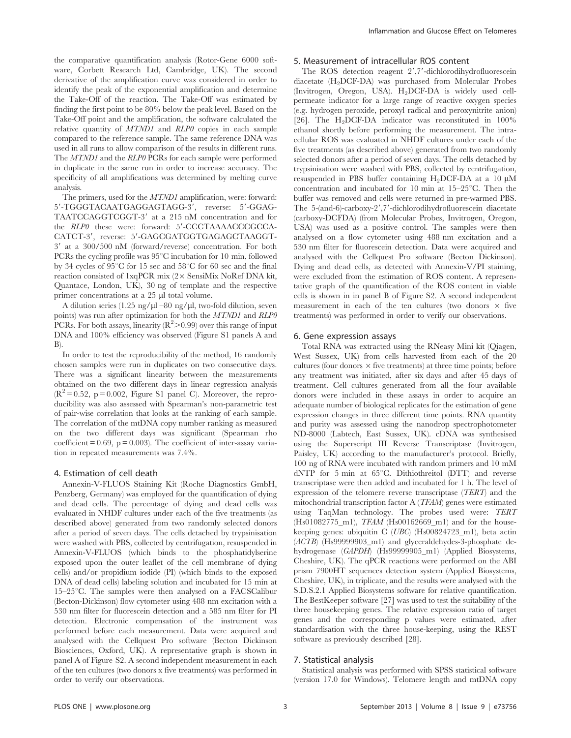the comparative quantification analysis (Rotor-Gene 6000 software, Corbett Research Ltd, Cambridge, UK). The second derivative of the amplification curve was considered in order to identify the peak of the exponential amplification and determine the Take-Off of the reaction. The Take-Off was estimated by finding the first point to be 80% below the peak level. Based on the Take-Off point and the amplification, the software calculated the relative quantity of *MTND1* and *RLP0* copies in each sample compared to the reference sample. The same reference DNA was used in all runs to allow comparison of the results in different runs. The *MTND1* and the *RLP0* PCRs for each sample were performed in duplicate in the same run in order to increase accuracy. The specificity of all amplifications was determined by melting curve analysis.

The primers, used for the *MTND1* amplification, were: forward: 5′-TGGGTACAATGAGGAGTAGG-3′, reverse: 5′-GGAGTAATCCAGGTCGGT-3′ at a 215 nM concentration and for the *RLP0* these were: forward: 5′-CCCTAAAACCCGCCACATCT-3′, reverse: 5′-GAGCGATGGTGAGAGCTAAGGT-3′ at a 300/500 nM (forward/reverse) concentration. For both PCRs the cycling profile was 95°C incubation for 10 min, followed by 34 cycles of 95°C for 15 sec and 58°C for 60 sec and the final reaction consisted of 1xqPCR mix (2× SensiMix NoRef DNA kit, Quantace, London, UK), 30 ng of template and the respective primer concentrations at a 25 μl total volume.

A dilution series (1.25 ng/μl –80 ng/μl, two-fold dilution, seven points) was run after optimization for both the *MTND1* and *RLP0* PCRs. For both assays, linearity ($R^2$>0.99) over this range of input DNA and 100% efficiency was observed (Figure S1 panels A and B).

In order to test the reproducibility of the method, 16 randomly chosen samples were run in duplicates on two consecutive days. There was a significant linearity between the measurements obtained on the two different days in linear regression analysis ($R^2$ = 0.52, p = 0.002, Figure S1 panel C). Moreover, the reproducibility was also assessed with Spearman's non-parametric test of pair-wise correlation that looks at the ranking of each sample. The correlation of the mtDNA copy number ranking as measured on the two different days was significant (Spearman rho coefficient = 0.69, p = 0.003). The coefficient of inter-assay variation in repeated measurements was 7.4%.

## 4. Estimation of cell death

Annexin-V-FLUOS Staining Kit (Roche Diagnostics GmbH, Penzberg, Germany) was employed for the quantification of dying and dead cells. The percentage of dying and dead cells was evaluated in NHDF cultures under each of the five treatments (as described above) generated from two randomly selected donors after a period of seven days. The cells detached by trypsinisation were washed with PBS, collected by centrifugation, resuspended in Annexin-V-FLUOS (which binds to the phosphatidylserine exposed upon the outer leaflet of the cell membrane of dying cells) and/or propidium iodide (PI) (which binds to the exposed DNA of dead cells) labeling solution and incubated for 15 min at 15–25°C. The samples were then analysed on a FACSCalibur (Becton-Dickinson) flow cytometer using 488 nm excitation with a 530 nm filter for fluorescein detection and a 585 nm filter for PI detection. Electronic compensation of the instrument was performed before each measurement. Data were acquired and analysed with the Cellquest Pro software (Becton Dickinson Biosciences, Oxford, UK). A representative graph is shown in panel A of Figure S2. A second independent measurement in each of the ten cultures (two donors x five treatments) was performed in order to verify our observations.

## 5. Measurement of intracellular ROS content

The ROS detection reagent 2′,7′-dichlorodihydrofluorescein diacetate ($H_2$DCF-DA) was purchased from Molecular Probes (Invitrogen, Oregon, USA). $H_2$DCF-DA is widely used cell-permeate indicator for a large range of reactive oxygen species (e.g. hydrogen peroxide, peroxyl radical and peroxynitrite anion) [26]. The $H_2$DCF-DA indicator was reconstituted in 100% ethanol shortly before performing the measurement. The intracellular ROS was evaluated in NHDF cultures under each of the five treatments (as described above) generated from two randomly selected donors after a period of seven days. The cells detached by trypsinisation were washed with PBS, collected by centrifugation, resuspended in PBS buffer containing $H_2$DCF-DA at a 10 μM concentration and incubated for 10 min at 15–25°C. Then the buffer was removed and cells were returned in pre-warmed PBS. The 5-(and-6)-carboxy-2′,7′-dichlorodihydrofluorescein diacetate (carboxy-DCFDA) (from Molecular Probes, Invitrogen, Oregon, USA) was used as a positive control. The samples were then analysed on a flow cytometer using 488 nm excitation and a 530 nm filter for fluorescein detection. Data were acquired and analysed with the Cellquest Pro software (Becton Dickinson). Dying and dead cells, as detected with Annexin-V/PI staining, were excluded from the estimation of ROS content. A representative graph of the quantification of the ROS content in viable cells is shown in in panel B of Figure S2. A second independent measurement in each of the ten cultures (two donors × five treatments) was performed in order to verify our observations.

## 6. Gene expression assays

Total RNA was extracted using the RNeasy Mini kit (Qiagen, West Sussex, UK) from cells harvested from each of the 20 cultures (four donors × five treatments) at three time points; before any treatment was initiated, after six days and after 45 days of treatment. Cell cultures generated from all the four available donors were included in these assays in order to acquire an adequate number of biological replicates for the estimation of gene expression changes in three different time points. RNA quantity and purity was assessed using the nanodrop spectrophotometer ND-8000 (Labtech, East Sussex, UK). cDNA was synthesised using the Superscript III Reverse Transcriptase (Invitrogen, Paisley, UK) according to the manufacturer's protocol. Briefly, 100 ng of RNA were incubated with random primers and 10 mM dNTP for 5 min at 65°C. Dithiothreitol (DTT) and reverse transcriptase were then added and incubated for 1 h. The level of expression of the telomere reverse transcriptase (*TERT*) and the mitochondrial transcription factor A (*TFAM*) genes were estimated using TaqMan technology. The probes used were: *TERT* (Hs01082775_m1), *TFAM* (Hs00162669_m1) and for the housekeeping genes: ubiquitin C (*UBC*) (Hs00824723_m1), beta actin (*ACTB*) (Hs99999903_m1) and glyceraldehydes-3-phosphate dehydrogenase (*GAPDH*) (Hs99999905_m1) (Applied Biosystems, Cheshire, UK). The qPCR reactions were performed on the ABI prism 7900HT sequences detection system (Applied Biosystems, Cheshire, UK), in triplicate, and the results were analysed with the S.D.S.2.1 Applied Biosystems software for relative quantification. The BestKeeper software [27] was used to test the suitability of the three housekeeping genes. The relative expression ratio of target genes and the corresponding p values were estimated, after standardisation with the three house-keeping, using the REST software as previously described [28].

## 7. Statistical analysis

Statistical analysis was performed with SPSS statistical software (version 17.0 for Windows). Telomere length and mtDNA copy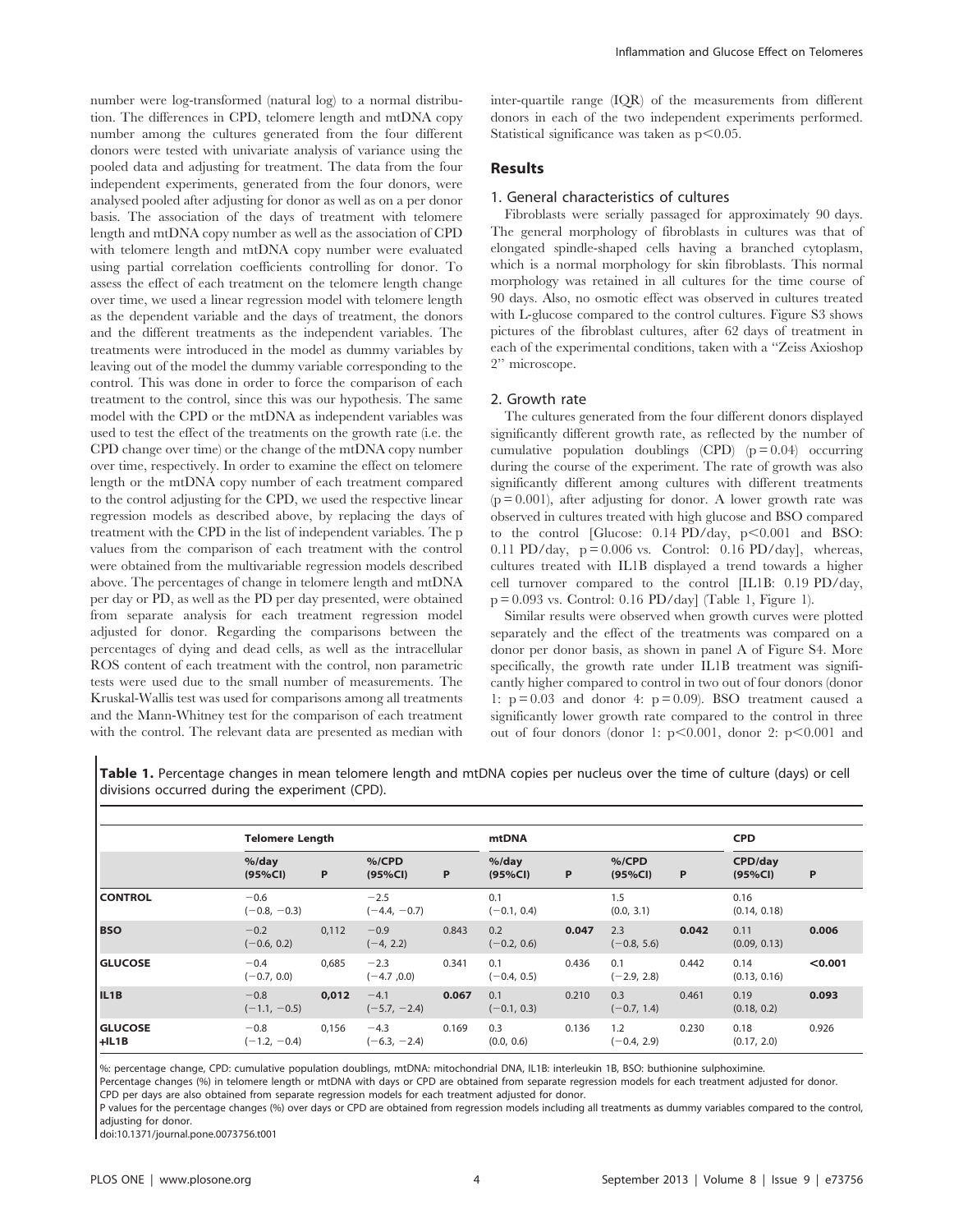number were log-transformed (natural log) to a normal distribution. The differences in CPD, telomere length and mtDNA copy number among the cultures generated from the four different donors were tested with univariate analysis of variance using the pooled data and adjusting for treatment. The data from the four independent experiments, generated from the four donors, were analysed pooled after adjusting for donor as well as on a per donor basis. The association of the days of treatment with telomere length and mtDNA copy number as well as the association of CPD with telomere length and mtDNA copy number were evaluated using partial correlation coefficients controlling for donor. To assess the effect of each treatment on the telomere length change over time, we used a linear regression model with telomere length as the dependent variable and the days of treatment, the donors and the different treatments as the independent variables. The treatments were introduced in the model as dummy variables by leaving out of the model the dummy variable corresponding to the control. This was done in order to force the comparison of each treatment to the control, since this was our hypothesis. The same model with the CPD or the mtDNA as independent variables was used to test the effect of the treatments on the growth rate (i.e. the CPD change over time) or the change of the mtDNA copy number over time, respectively. In order to examine the effect on telomere length or the mtDNA copy number of each treatment compared to the control adjusting for the CPD, we used the respective linear regression models as described above, by replacing the days of treatment with the CPD in the list of independent variables. The p values from the comparison of each treatment with the control were obtained from the multivariable regression models described above. The percentages of change in telomere length and mtDNA per day or PD, as well as the PD per day presented, were obtained from separate analysis for each treatment regression model adjusted for donor. Regarding the comparisons between the percentages of dying and dead cells, as well as the intracellular ROS content of each treatment with the control, non parametric tests were used due to the small number of measurements. The Kruskal-Wallis test was used for comparisons among all treatments and the Mann-Whitney test for the comparison of each treatment with the control. The relevant data are presented as median with inter-quartile range (IQR) of the measurements from different donors in each of the two independent experiments performed. Statistical significance was taken as $p<0.05$.

## Results

### 1. General characteristics of cultures

Fibroblasts were serially passaged for approximately 90 days. The general morphology of fibroblasts in cultures was that of elongated spindle-shaped cells having a branched cytoplasm, which is a normal morphology for skin fibroblasts. This normal morphology was retained in all cultures for the time course of 90 days. Also, no osmotic effect was observed in cultures treated with L-glucose compared to the control cultures. Figure S3 shows pictures of the fibroblast cultures, after 62 days of treatment in each of the experimental conditions, taken with a "Zeiss Axioshop 2" microscope.

### 2. Growth rate

The cultures generated from the four different donors displayed significantly different growth rate, as reflected by the number of cumulative population doublings (CPD) ($p=0.04$) occurring during the course of the experiment. The rate of growth was also significantly different among cultures with different treatments ($p=0.001$), after adjusting for donor. A lower growth rate was observed in cultures treated with high glucose and BSO compared to the control [Glucose: 0.14 PD/day, $p<0.001$ and BSO: 0.11 PD/day, $p=0.006$ vs. Control: 0.16 PD/day], whereas, cultures treated with IL1B displayed a trend towards a higher cell turnover compared to the control [IL1B: 0.19 PD/day, $p=0.093$ vs. Control: 0.16 PD/day] (Table 1, Figure 1).

Similar results were observed when growth curves were plotted separately and the effect of the treatments was compared on a donor per donor basis, as shown in panel A of Figure S4. More specifically, the growth rate under IL1B treatment was significantly higher compared to control in two out of four donors (donor 1: $p=0.03$ and donor 4: $p=0.09$). BSO treatment caused a significantly lower growth rate compared to the control in three out of four donors (donor 1: $p<0.001$, donor 2: $p<0.001$ and

**Table 1.** Percentage changes in mean telomere length and mtDNA copies per nucleus over the time of culture (days) or cell divisions occurred during the experiment (CPD).

| | Telomere Length | | | | mtDNA | | | | CPD | |
|---|---|---|---|---|---|---|---|---|---|---|
| | %/day (95%CI) | P | %/CPD (95%CI) | P | %/day (95%CI) | P | %/CPD (95%CI) | P | CPD/day (95%CI) | P |
| **CONTROL** | −0.6 (−0.8, −0.3) | | −2.5 (−4.4, −0.7) | | 0.1 (−0.1, 0.4) | | 1.5 (0.0, 3.1) | | 0.16 (0.14, 0.18) | |
| **BSO** | −0.2 (−0.6, 0.2) | 0,112 | −0.9 (−4, 2.2) | 0.843 | 0.2 (−0.2, 0.6) | **0.047** | 2.3 (−0.8, 5.6) | **0.042** | 0.11 (0.09, 0.13) | **0.006** |
| **GLUCOSE** | −0.4 (−0.7, 0.0) | 0,685 | −2.3 (−4.7 ,0.0) | 0.341 | 0.1 (−0.4, 0.5) | 0.436 | 0.1 (−2.9, 2.8) | 0.442 | 0.14 (0.13, 0.16) | **<0.001** |
| **IL1B** | −0.8 (−1.1, −0.5) | **0,012** | −4.1 (−5.7, −2.4) | **0.067** | 0.1 (−0.1, 0.3) | 0.210 | 0.3 (−0.7, 1.4) | 0.461 | 0.19 (0.18, 0.2) | **0.093** |
| **GLUCOSE +IL1B** | −0.8 (−1.2, −0.4) | 0,156 | −4.3 (−6.3, −2.4) | 0.169 | 0.3 (0.0, 0.6) | 0.136 | 1.2 (−0.4, 2.9) | 0.230 | 0.18 (0.17, 2.0) | 0.926 |

%: percentage change, CPD: cumulative population doublings, mtDNA: mitochondrial DNA, IL1B: interleukin 1B, BSO: buthionine sulphoximine.
Percentage changes (%) in telomere length or mtDNA with days or CPD are obtained from separate regression models for each treatment adjusted for donor.
CPD per days are also obtained from separate regression models for each treatment adjusted for donor.
P values for the percentage changes (%) over days or CPD are obtained from regression models including all treatments as dummy variables compared to the control, adjusting for donor.
doi:10.1371/journal.pone.0073756.t001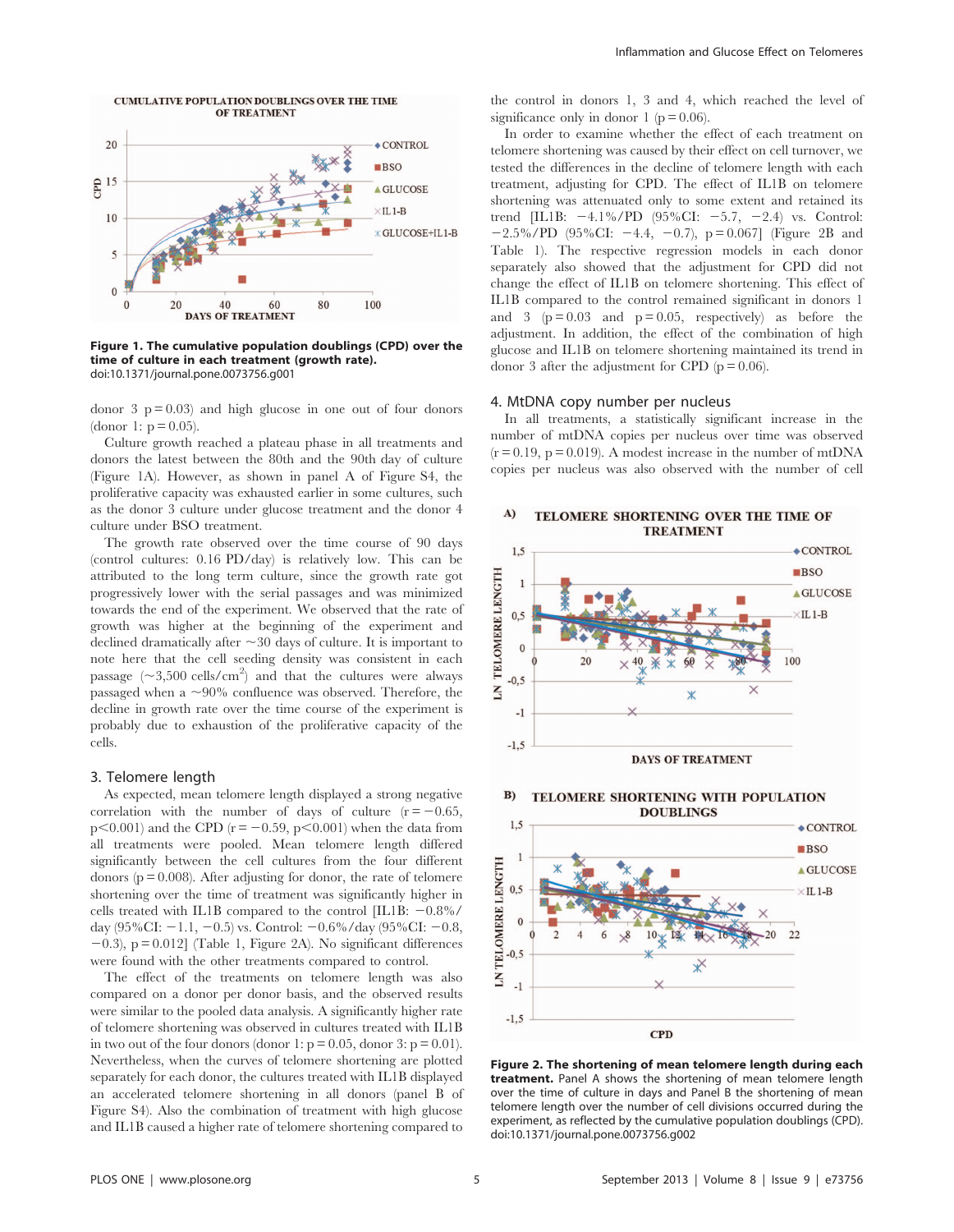Figure 1. The cumulative population doublings (CPD) over the time of culture in each treatment (growth rate).
doi:10.1371/journal.pone.0073756.g001

donor 3 $p = 0.03$) and high glucose in one out of four donors (donor 1: $p = 0.05$).

Culture growth reached a plateau phase in all treatments and donors the latest between the 80th and the 90th day of culture (Figure 1A). However, as shown in panel A of Figure S4, the proliferative capacity was exhausted earlier in some cultures, such as the donor 3 culture under glucose treatment and the donor 4 culture under BSO treatment.

The growth rate observed over the time course of 90 days (control cultures: 0.16 PD/day) is relatively low. This can be attributed to the long term culture, since the growth rate got progressively lower with the serial passages and was minimized towards the end of the experiment. We observed that the rate of growth was higher at the beginning of the experiment and declined dramatically after ~30 days of culture. It is important to note here that the cell seeding density was consistent in each passage (~3,500 cells/cm$^2$) and that the cultures were always passaged when a ~90% confluence was observed. Therefore, the decline in growth rate over the time course of the experiment is probably due to exhaustion of the proliferative capacity of the cells.

### 3. Telomere length

As expected, mean telomere length displayed a strong negative correlation with the number of days of culture ($r = -0.65$, $p < 0.001$) and the CPD ($r = -0.59$, $p < 0.001$) when the data from all treatments were pooled. Mean telomere length differed significantly between the cell cultures from the four different donors ($p = 0.008$). After adjusting for donor, the rate of telomere shortening over the time of treatment was significantly higher in cells treated with IL1B compared to the control [IL1B: −0.8%/day (95%CI: −1.1, −0.5) vs. Control: −0.6%/day (95%CI: −0.8, −0.3), $p = 0.012$] (Table 1, Figure 2A). No significant differences were found with the other treatments compared to control.

The effect of the treatments on telomere length was also compared on a donor per donor basis, and the observed results were similar to the pooled data analysis. A significantly higher rate of telomere shortening was observed in cultures treated with IL1B in two out of the four donors (donor 1: $p = 0.05$, donor 3: $p = 0.01$). Nevertheless, when the curves of telomere shortening are plotted separately for each donor, the cultures treated with IL1B displayed an accelerated telomere shortening in all donors (panel B of Figure S4). Also the combination of treatment with high glucose and IL1B caused a higher rate of telomere shortening compared to the control in donors 1, 3 and 4, which reached the level of significance only in donor 1 ($p = 0.06$).

In order to examine whether the effect of each treatment on telomere shortening was caused by their effect on cell turnover, we tested the differences in the decline of telomere length with each treatment, adjusting for CPD. The effect of IL1B on telomere shortening was attenuated only to some extent and retained its trend [IL1B: −4.1%/PD (95%CI: −5.7, −2.4) vs. Control: −2.5%/PD (95%CI: −4.4, −0.7), $p = 0.067$] (Figure 2B and Table 1). The respective regression models in each donor separately also showed that the adjustment for CPD did not change the effect of IL1B on telomere shortening. This effect of IL1B compared to the control remained significant in donors 1 and 3 ($p = 0.03$ and $p = 0.05$, respectively) as before the adjustment. In addition, the effect of the combination of high glucose and IL1B on telomere shortening maintained its trend in donor 3 after the adjustment for CPD ($p = 0.06$).

### 4. MtDNA copy number per nucleus

In all treatments, a statistically significant increase in the number of mtDNA copies per nucleus over time was observed ($r = 0.19$, $p = 0.019$). A modest increase in the number of mtDNA copies per nucleus was also observed with the number of cell

**Figure 2. The shortening of mean telomere length during each treatment.** Panel A shows the shortening of mean telomere length over the time of culture in days and Panel B the shortening of mean telomere length over the number of cell divisions occurred during the experiment, as reflected by the cumulative population doublings (CPD).
doi:10.1371/journal.pone.0073756.g002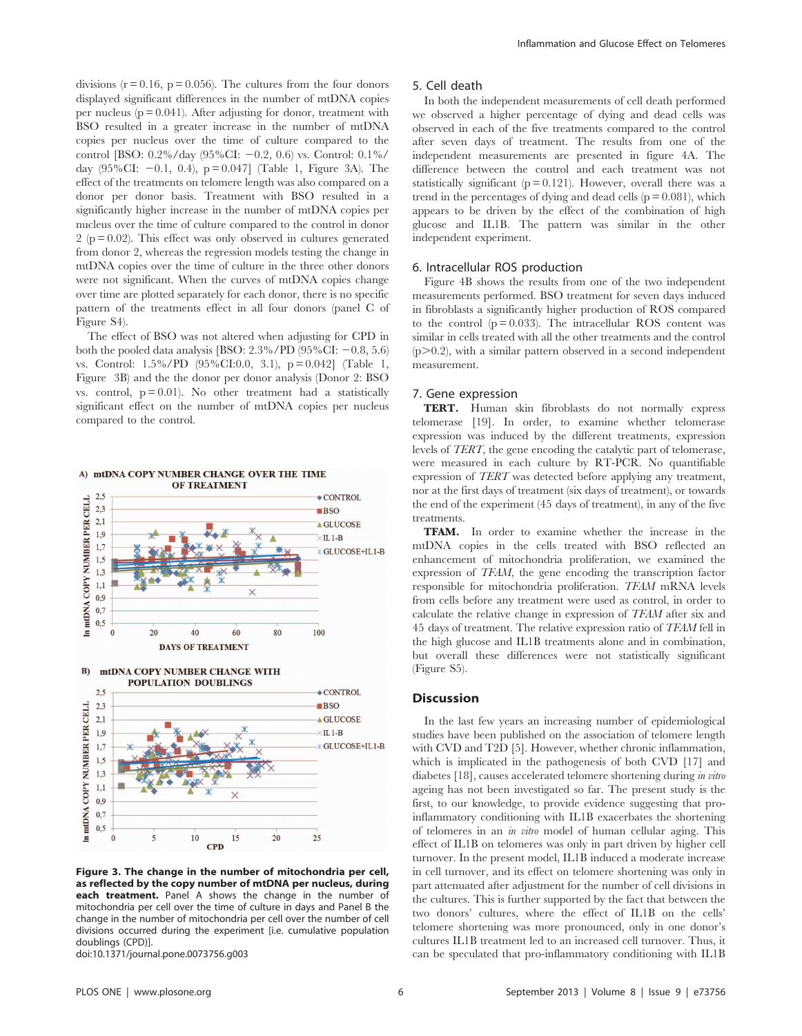divisions (r = 0.16, p = 0.056). The cultures from the four donors displayed significant differences in the number of mtDNA copies per nucleus (p = 0.041). After adjusting for donor, treatment with BSO resulted in a greater increase in the number of mtDNA copies per nucleus over the time of culture compared to the control [BSO: 0.2%/day (95%CI: −0.2, 0.6) vs. Control: 0.1%/day (95%CI: −0.1, 0.4), p = 0.047] (Table 1, Figure 3A). The effect of the treatments on telomere length was also compared on a donor per donor basis. Treatment with BSO resulted in a significantly higher increase in the number of mtDNA copies per nucleus over the time of culture compared to the control in donor 2 (p = 0.02). This effect was only observed in cultures generated from donor 2, whereas the regression models testing the change in mtDNA copies over the time of culture in the three other donors were not significant. When the curves of mtDNA copies change over time are plotted separately for each donor, there is no specific pattern of the treatments effect in all four donors (panel C of Figure S4).

The effect of BSO was not altered when adjusting for CPD in both the pooled data analysis [BSO: 2.3%/PD (95%CI: −0.8, 5.6) vs. Control: 1.5%/PD (95%CI:0.0, 3.1), p = 0.042] (Table 1, Figure 3B) and the the donor per donor analysis (Donor 2: BSO vs. control, p = 0.01). No other treatment had a statistically significant effect on the number of mtDNA copies per nucleus compared to the control.

**Figure 3. The change in the number of mitochondria per cell, as reflected by the copy number of mtDNA per nucleus, during each treatment.** Panel A shows the change in the number of mitochondria per cell over the time of culture in days and Panel B the change in the number of mitochondria per cell over the number of cell divisions occurred during the experiment [i.e. cumulative population doublings (CPD)].
doi:10.1371/journal.pone.0073756.g003

## 5. Cell death

In both the independent measurements of cell death performed we observed a higher percentage of dying and dead cells was observed in each of the five treatments compared to the control after seven days of treatment. The results from one of the independent measurements are presented in figure 4A. The difference between the control and each treatment was not statistically significant (p = 0.121). However, overall there was a trend in the percentages of dying and dead cells (p = 0.081), which appears to be driven by the effect of the combination of high glucose and IL1B. The pattern was similar in the other independent experiment.

## 6. Intracellular ROS production

Figure 4B shows the results from one of the two independent measurements performed. BSO treatment for seven days induced in fibroblasts a significantly higher production of ROS compared to the control (p = 0.033). The intracellular ROS content was similar in cells treated with all the other treatments and the control (p>0.2), with a similar pattern observed in a second independent measurement.

## 7. Gene expression

**TERT.** Human skin fibroblasts do not normally express telomerase [19]. In order, to examine whether telomerase expression was induced by the different treatments, expression levels of *TERT*, the gene encoding the catalytic part of telomerase, were measured in each culture by RT-PCR. No quantifiable expression of *TERT* was detected before applying any treatment, nor at the first days of treatment (six days of treatment), or towards the end of the experiment (45 days of treatment), in any of the five treatments.

**TFAM.** In order to examine whether the increase in the mtDNA copies in the cells treated with BSO reflected an enhancement of mitochondria proliferation, we examined the expression of *TFAM*, the gene encoding the transcription factor responsible for mitochondria proliferation. *TFAM* mRNA levels from cells before any treatment were used as control, in order to calculate the relative change in expression of *TFAM* after six and 45 days of treatment. The relative expression ratio of *TFAM* fell in the high glucose and IL1B treatments alone and in combination, but overall these differences were not statistically significant (Figure S5).

# Discussion

In the last few years an increasing number of epidemiological studies have been published on the association of telomere length with CVD and T2D [5]. However, whether chronic inflammation, which is implicated in the pathogenesis of both CVD [17] and diabetes [18], causes accelerated telomere shortening during *in vitro* ageing has not been investigated so far. The present study is the first, to our knowledge, to provide evidence suggesting that pro-inflammatory conditioning with IL1B exacerbates the shortening of telomeres in an *in vitro* model of human cellular aging. This effect of IL1B on telomeres was only in part driven by higher cell turnover. In the present model, IL1B induced a moderate increase in cell turnover, and its effect on telomere shortening was only in part attenuated after adjustment for the number of cell divisions in the cultures. This is further supported by the fact that between the two donors' cultures, where the effect of IL1B on the cells' telomere shortening was more pronounced, only in one donor's cultures IL1B treatment led to an increased cell turnover. Thus, it can be speculated that pro-inflammatory conditioning with IL1B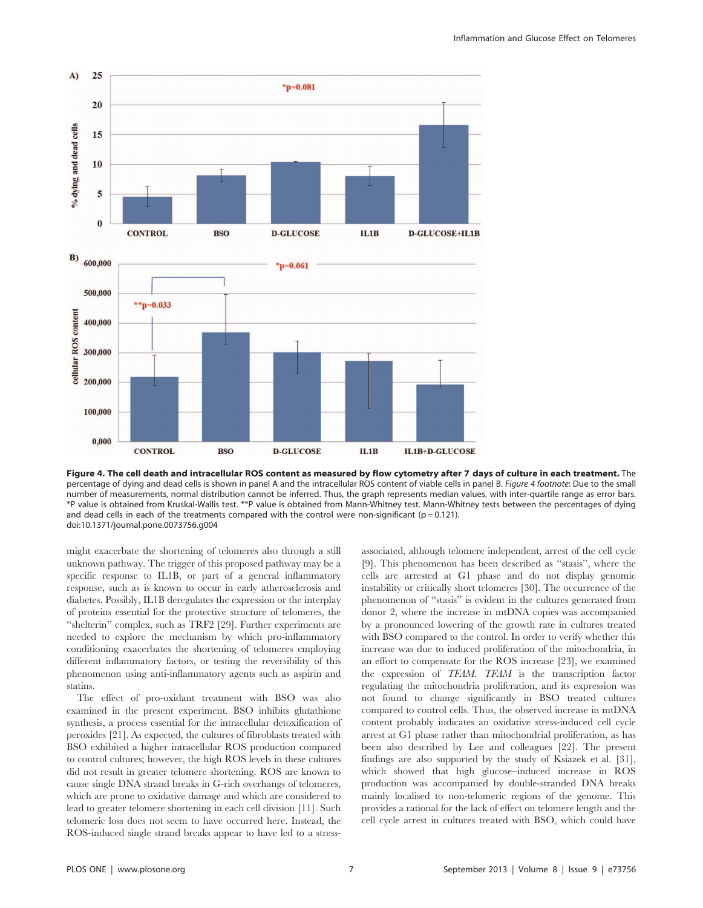**Figure 4. The cell death and intracellular ROS content as measured by flow cytometry after 7 days of culture in each treatment.** The percentage of dying and dead cells is shown in panel A and the intracellular ROS content of viable cells in panel B. *Figure 4 footnote*: Due to the small number of measurements, normal distribution cannot be inferred. Thus, the graph represents median values, with inter-quartile range as error bars. *P value is obtained from Kruskal-Wallis test. **P value is obtained from Mann-Whitney test. Mann-Whitney tests between the percentages of dying and dead cells in each of the treatments compared with the control were non-significant (p = 0.121).
doi:10.1371/journal.pone.0073756.g004

might exacerbate the shortening of telomeres also through a still unknown pathway. The trigger of this proposed pathway may be a specific response to IL1B, or part of a general inflammatory response, such as is known to occur in early atherosclerosis and diabetes. Possibly, IL1B deregulates the expression or the interplay of proteins essential for the protective structure of telomeres, the "shelterin" complex, such as TRF2 [29]. Further experiments are needed to explore the mechanism by which pro-inflammatory conditioning exacerbates the shortening of telomeres employing different inflammatory factors, or testing the reversibility of this phenomenon using anti-inflammatory agents such as aspirin and statins.

The effect of pro-oxidant treatment with BSO was also examined in the present experiment. BSO inhibits glutathione synthesis, a process essential for the intracellular detoxification of peroxides [21]. As expected, the cultures of fibroblasts treated with BSO exhibited a higher intracellular ROS production compared to control cultures; however, the high ROS levels in these cultures did not result in greater telomere shortening. ROS are known to cause single DNA strand breaks in G-rich overhangs of telomeres, which are prone to oxidative damage and which are considered to lead to greater telomere shortening in each cell division [11]. Such telomeric loss does not seem to have occurred here. Instead, the ROS-induced single strand breaks appear to have led to a stress-associated, although telomere independent, arrest of the cell cycle [9]. This phenomenon has been described as "stasis", where the cells are arrested at G1 phase and do not display genomic instability or critically short telomeres [30]. The occurrence of the phenomenon of "stasis" is evident in the cultures generated from donor 2, where the increase in mtDNA copies was accompanied by a pronounced lowering of the growth rate in cultures treated with BSO compared to the control. In order to verify whether this increase was due to induced proliferation of the mitochondria, in an effort to compensate for the ROS increase [23], we examined the expression of *TFAM*. *TFAM* is the transcription factor regulating the mitochondria proliferation, and its expression was not found to change significantly in BSO treated cultures compared to control cells. Thus, the observed increase in mtDNA content probably indicates an oxidative stress-induced cell cycle arrest at G1 phase rather than mitochondrial proliferation, as has been also described by Lee and colleagues [22]. The present findings are also supported by the study of Ksiazek et al. [31], which showed that high glucose–induced increase in ROS production was accompanied by double-stranded DNA breaks mainly localised to non-telomeric regions of the genome. This provides a rational for the lack of effect on telomere length and the cell cycle arrest in cultures treated with BSO, which could have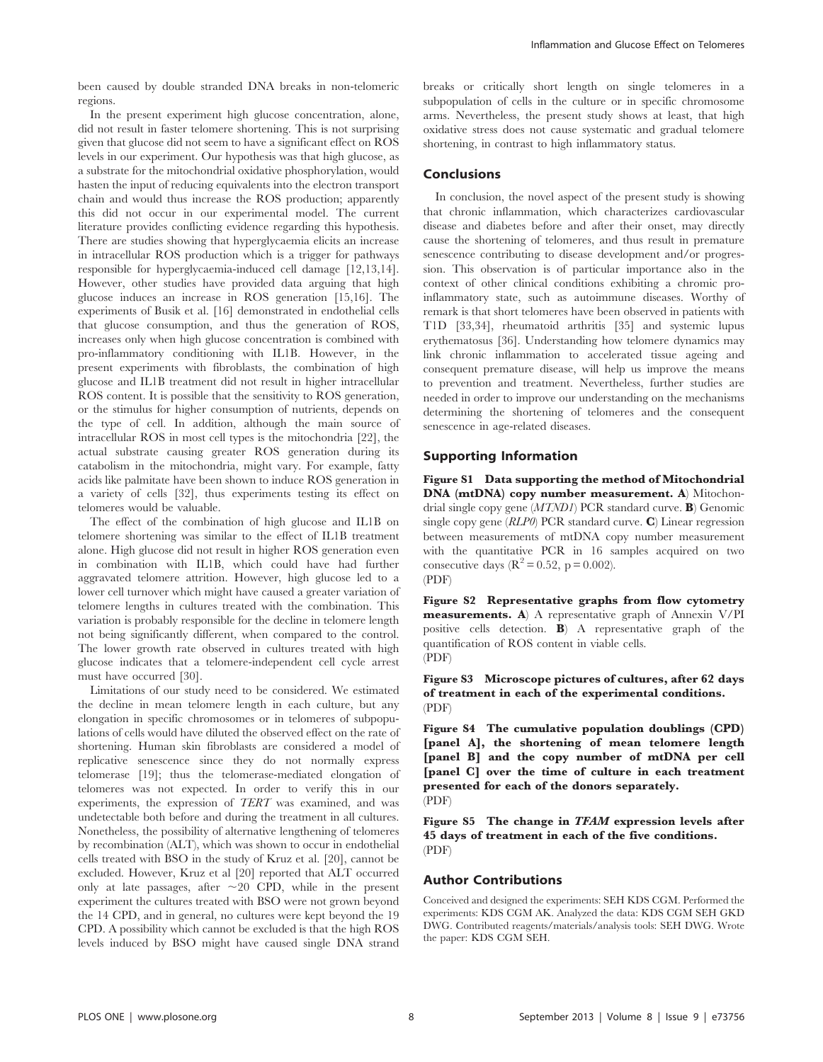been caused by double stranded DNA breaks in non-telomeric regions.

In the present experiment high glucose concentration, alone, did not result in faster telomere shortening. This is not surprising given that glucose did not seem to have a significant effect on ROS levels in our experiment. Our hypothesis was that high glucose, as a substrate for the mitochondrial oxidative phosphorylation, would hasten the input of reducing equivalents into the electron transport chain and would thus increase the ROS production; apparently this did not occur in our experimental model. The current literature provides conflicting evidence regarding this hypothesis. There are studies showing that hyperglycaemia elicits an increase in intracellular ROS production which is a trigger for pathways responsible for hyperglycaemia-induced cell damage [12,13,14]. However, other studies have provided data arguing that high glucose induces an increase in ROS generation [15,16]. The experiments of Busik et al. [16] demonstrated in endothelial cells that glucose consumption, and thus the generation of ROS, increases only when high glucose concentration is combined with pro-inflammatory conditioning with IL1B. However, in the present experiments with fibroblasts, the combination of high glucose and IL1B treatment did not result in higher intracellular ROS content. It is possible that the sensitivity to ROS generation, or the stimulus for higher consumption of nutrients, depends on the type of cell. In addition, although the main source of intracellular ROS in most cell types is the mitochondria [22], the actual substrate causing greater ROS generation during its catabolism in the mitochondria, might vary. For example, fatty acids like palmitate have been shown to induce ROS generation in a variety of cells [32], thus experiments testing its effect on telomeres would be valuable.

The effect of the combination of high glucose and IL1B on telomere shortening was similar to the effect of IL1B treatment alone. High glucose did not result in higher ROS generation even in combination with IL1B, which could have had further aggravated telomere attrition. However, high glucose led to a lower cell turnover which might have caused a greater variation of telomere lengths in cultures treated with the combination. This variation is probably responsible for the decline in telomere length not being significantly different, when compared to the control. The lower growth rate observed in cultures treated with high glucose indicates that a telomere-independent cell cycle arrest must have occurred [30].

Limitations of our study need to be considered. We estimated the decline in mean telomere length in each culture, but any elongation in specific chromosomes or in telomeres of subpopulations of cells would have diluted the observed effect on the rate of shortening. Human skin fibroblasts are considered a model of replicative senescence since they do not normally express telomerase [19]; thus the telomerase-mediated elongation of telomeres was not expected. In order to verify this in our experiments, the expression of *TERT* was examined, and was undetectable both before and during the treatment in all cultures. Nonetheless, the possibility of alternative lengthening of telomeres by recombination (ALT), which was shown to occur in endothelial cells treated with BSO in the study of Kruz et al. [20], cannot be excluded. However, Kruz et al [20] reported that ALT occurred only at late passages, after ~20 CPD, while in the present experiment the cultures treated with BSO were not grown beyond the 14 CPD, and in general, no cultures were kept beyond the 19 CPD. A possibility which cannot be excluded is that the high ROS levels induced by BSO might have caused single DNA strand breaks or critically short length on single telomeres in a subpopulation of cells in the culture or in specific chromosome arms. Nevertheless, the present study shows at least, that high oxidative stress does not cause systematic and gradual telomere shortening, in contrast to high inflammatory status.

## Conclusions

In conclusion, the novel aspect of the present study is showing that chronic inflammation, which characterizes cardiovascular disease and diabetes before and after their onset, may directly cause the shortening of telomeres, and thus result in premature senescence contributing to disease development and/or progression. This observation is of particular importance also in the context of other clinical conditions exhibiting a chronic pro-inflammatory state, such as autoimmune diseases. Worthy of remark is that short telomeres have been observed in patients with T1D [33,34], rheumatoid arthritis [35] and systemic lupus erythematosus [36]. Understanding how telomere dynamics may link chronic inflammation to accelerated tissue ageing and consequent premature disease, will help us improve the means to prevention and treatment. Nevertheless, further studies are needed in order to improve our understanding on the mechanisms determining the shortening of telomeres and the consequent senescence in age-related diseases.

## Supporting Information

**Figure S1 Data supporting the method of Mitochondrial DNA (mtDNA) copy number measurement. A**) Mitochondrial single copy gene (*MTND1*) PCR standard curve. **B**) Genomic single copy gene (*RLP0*) PCR standard curve. **C**) Linear regression between measurements of mtDNA copy number measurement with the quantitative PCR in 16 samples acquired on two consecutive days ($R^2 = 0.52$, $p = 0.002$).
(PDF)

**Figure S2 Representative graphs from flow cytometry measurements. A**) A representative graph of Annexin V/PI positive cells detection. **B**) A representative graph of the quantification of ROS content in viable cells.
(PDF)

**Figure S3 Microscope pictures of cultures, after 62 days of treatment in each of the experimental conditions.**
(PDF)

**Figure S4 The cumulative population doublings (CPD) [panel A], the shortening of mean telomere length [panel B] and the copy number of mtDNA per cell [panel C] over the time of culture in each treatment presented for each of the donors separately.**
(PDF)

**Figure S5 The change in *TFAM* expression levels after 45 days of treatment in each of the five conditions.**
(PDF)

## Author Contributions

Conceived and designed the experiments: SEH KDS CGM. Performed the experiments: KDS CGM AK. Analyzed the data: KDS CGM SEH GKD DWG. Contributed reagents/materials/analysis tools: SEH DWG. Wrote the paper: KDS CGM SEH.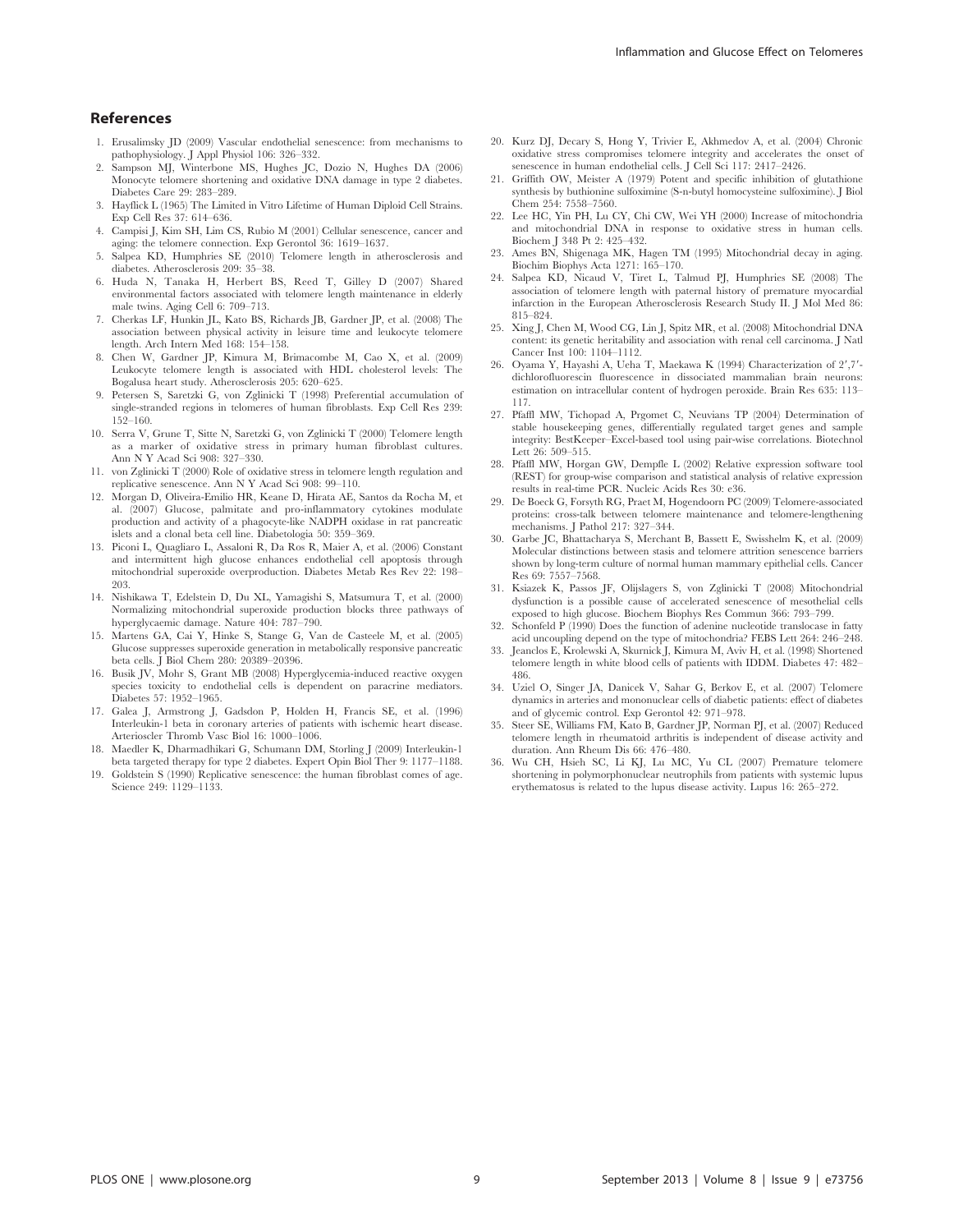## References

1. Erusalimsky JD (2009) Vascular endothelial senescence: from mechanisms to pathophysiology. J Appl Physiol 106: 326–332.
2. Sampson MJ, Winterbone MS, Hughes JC, Dozio N, Hughes DA (2006) Monocyte telomere shortening and oxidative DNA damage in type 2 diabetes. Diabetes Care 29: 283–289.
3. Hayflick L (1965) The Limited in Vitro Lifetime of Human Diploid Cell Strains. Exp Cell Res 37: 614–636.
4. Campisi J, Kim SH, Lim CS, Rubio M (2001) Cellular senescence, cancer and aging: the telomere connection. Exp Gerontol 36: 1619–1637.
5. Salpea KD, Humphries SE (2010) Telomere length in atherosclerosis and diabetes. Atherosclerosis 209: 35–38.
6. Huda N, Tanaka H, Herbert BS, Reed T, Gilley D (2007) Shared environmental factors associated with telomere length maintenance in elderly male twins. Aging Cell 6: 709–713.
7. Cherkas LF, Hunkin JL, Kato BS, Richards JB, Gardner JP, et al. (2008) The association between physical activity in leisure time and leukocyte telomere length. Arch Intern Med 168: 154–158.
8. Chen W, Gardner JP, Kimura M, Brimacombe M, Cao X, et al. (2009) Leukocyte telomere length is associated with HDL cholesterol levels: The Bogalusa heart study. Atherosclerosis 205: 620–625.
9. Petersen S, Saretzki G, von Zglinicki T (1998) Preferential accumulation of single-stranded regions in telomeres of human fibroblasts. Exp Cell Res 239: 152–160.
10. Serra V, Grune T, Sitte N, Saretzki G, von Zglinicki T (2000) Telomere length as a marker of oxidative stress in primary human fibroblast cultures. Ann N Y Acad Sci 908: 327–330.
11. von Zglinicki T (2000) Role of oxidative stress in telomere length regulation and replicative senescence. Ann N Y Acad Sci 908: 99–110.
12. Morgan D, Oliveira-Emilio HR, Keane D, Hirata AE, Santos da Rocha M, et al. (2007) Glucose, palmitate and pro-inflammatory cytokines modulate production and activity of a phagocyte-like NADPH oxidase in rat pancreatic islets and a clonal beta cell line. Diabetologia 50: 359–369.
13. Piconi L, Quagliaro L, Assaloni R, Da Ros R, Maier A, et al. (2006) Constant and intermittent high glucose enhances endothelial cell apoptosis through mitochondrial superoxide overproduction. Diabetes Metab Res Rev 22: 198–203.
14. Nishikawa T, Edelstein D, Du XL, Yamagishi S, Matsumura T, et al. (2000) Normalizing mitochondrial superoxide production blocks three pathways of hyperglycaemic damage. Nature 404: 787–790.
15. Martens GA, Cai Y, Hinke S, Stange G, Van de Casteele M, et al. (2005) Glucose suppresses superoxide generation in metabolically responsive pancreatic beta cells. J Biol Chem 280: 20389–20396.
16. Busik JV, Mohr S, Grant MB (2008) Hyperglycemia-induced reactive oxygen species toxicity to endothelial cells is dependent on paracrine mediators. Diabetes 57: 1952–1965.
17. Galea J, Armstrong J, Gadsdon P, Holden H, Francis SE, et al. (1996) Interleukin-1 beta in coronary arteries of patients with ischemic heart disease. Arterioscler Thromb Vasc Biol 16: 1000–1006.
18. Maedler K, Dharmadhikari G, Schumann DM, Storling J (2009) Interleukin-1 beta targeted therapy for type 2 diabetes. Expert Opin Biol Ther 9: 1177–1188.
19. Goldstein S (1990) Replicative senescence: the human fibroblast comes of age. Science 249: 1129–1133.
20. Kurz DJ, Decary S, Hong Y, Trivier E, Akhmedov A, et al. (2004) Chronic oxidative stress compromises telomere integrity and accelerates the onset of senescence in human endothelial cells. J Cell Sci 117: 2417–2426.
21. Griffith OW, Meister A (1979) Potent and specific inhibition of glutathione synthesis by buthionine sulfoximine (S-n-butyl homocysteine sulfoximine). J Biol Chem 254: 7558–7560.
22. Lee HC, Yin PH, Lu CY, Chi CW, Wei YH (2000) Increase of mitochondria and mitochondrial DNA in response to oxidative stress in human cells. Biochem J 348 Pt 2: 425–432.
23. Ames BN, Shigenaga MK, Hagen TM (1995) Mitochondrial decay in aging. Biochim Biophys Acta 1271: 165–170.
24. Salpea KD, Nicaud V, Tiret L, Talmud PJ, Humphries SE (2008) The association of telomere length with paternal history of premature myocardial infarction in the European Atherosclerosis Research Study II. J Mol Med 86: 815–824.
25. Xing J, Chen M, Wood CG, Lin J, Spitz MR, et al. (2008) Mitochondrial DNA content: its genetic heritability and association with renal cell carcinoma. J Natl Cancer Inst 100: 1104–1112.
26. Oyama Y, Hayashi A, Ueha T, Maekawa K (1994) Characterization of 2′,7′-dichlorofluorescin fluorescence in dissociated mammalian brain neurons: estimation on intracellular content of hydrogen peroxide. Brain Res 635: 113–117.
27. Pfaffl MW, Tichopad A, Prgomet C, Neuvians TP (2004) Determination of stable housekeeping genes, differentially regulated target genes and sample integrity: BestKeeper–Excel-based tool using pair-wise correlations. Biotechnol Lett 26: 509–515.
28. Pfaffl MW, Horgan GW, Dempfle L (2002) Relative expression software tool (REST) for group-wise comparison and statistical analysis of relative expression results in real-time PCR. Nucleic Acids Res 30: e36.
29. De Boeck G, Forsyth RG, Praet M, Hogendoorn PC (2009) Telomere-associated proteins: cross-talk between telomere maintenance and telomere-lengthening mechanisms. J Pathol 217: 327–344.
30. Garbe JC, Bhattacharya S, Merchant B, Bassett E, Swisshelm K, et al. (2009) Molecular distinctions between stasis and telomere attrition senescence barriers shown by long-term culture of normal human mammary epithelial cells. Cancer Res 69: 7557–7568.
31. Ksiazek K, Passos JF, Olijslagers S, von Zglinicki T (2008) Mitochondrial dysfunction is a possible cause of accelerated senescence of mesothelial cells exposed to high glucose. Biochem Biophys Res Commun 366: 793–799.
32. Schonfeld P (1990) Does the function of adenine nucleotide translocase in fatty acid uncoupling depend on the type of mitochondria? FEBS Lett 264: 246–248.
33. Jeanclos E, Krolewski A, Skurnick J, Kimura M, Aviv H, et al. (1998) Shortened telomere length in white blood cells of patients with IDDM. Diabetes 47: 482–486.
34. Uziel O, Singer JA, Danicek V, Sahar G, Berkov E, et al. (2007) Telomere dynamics in arteries and mononuclear cells of diabetic patients: effect of diabetes and of glycemic control. Exp Gerontol 42: 971–978.
35. Steer SE, Williams FM, Kato B, Gardner JP, Norman PJ, et al. (2007) Reduced telomere length in rheumatoid arthritis is independent of disease activity and duration. Ann Rheum Dis 66: 476–480.
36. Wu CH, Hsieh SC, Li KJ, Lu MC, Yu CL (2007) Premature telomere shortening in polymorphonuclear neutrophils from patients with systemic lupus erythematosus is related to the lupus disease activity. Lupus 16: 265–272.